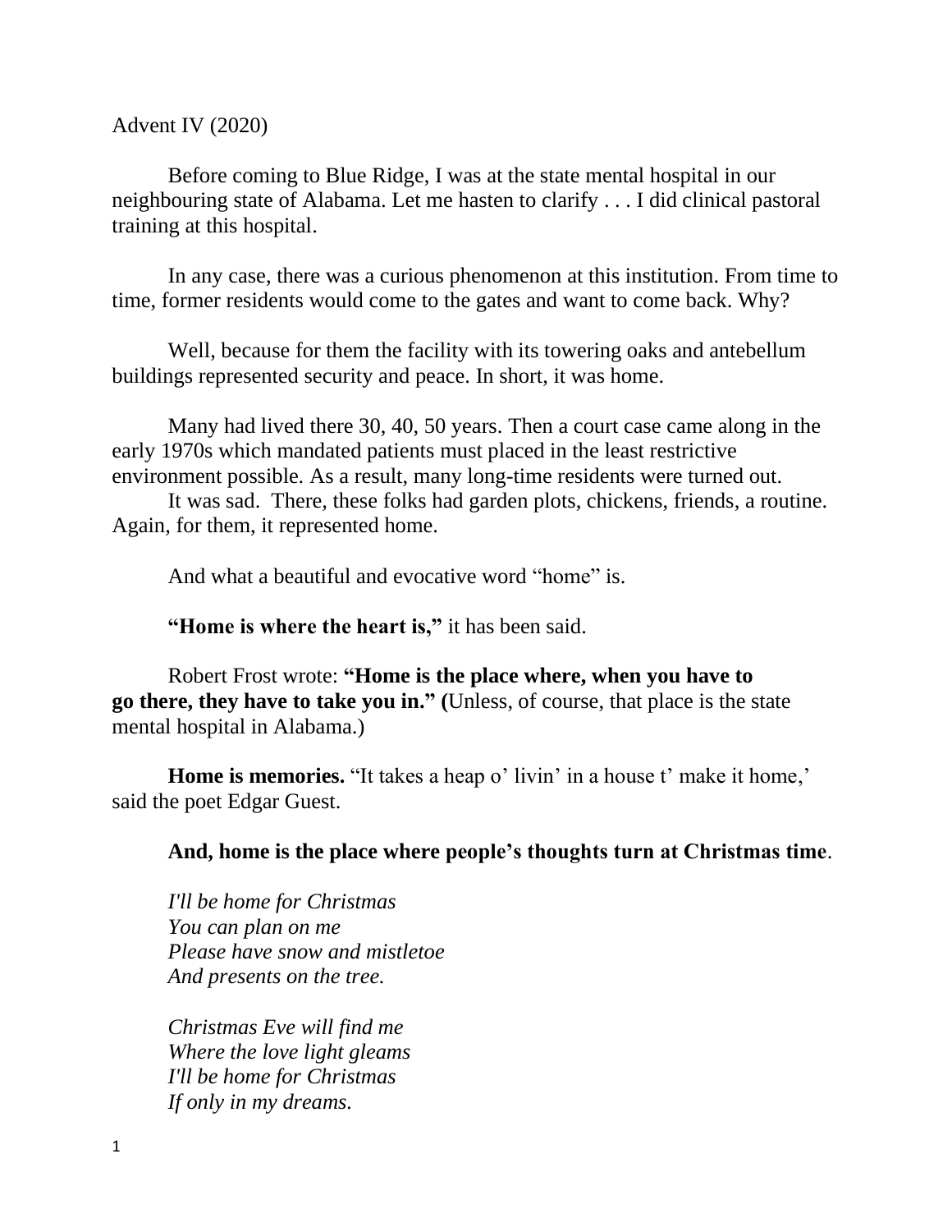Advent IV (2020)

Before coming to Blue Ridge, I was at the state mental hospital in our neighbouring state of Alabama. Let me hasten to clarify . . . I did clinical pastoral training at this hospital.

In any case, there was a curious phenomenon at this institution. From time to time, former residents would come to the gates and want to come back. Why?

Well, because for them the facility with its towering oaks and antebellum buildings represented security and peace. In short, it was home.

Many had lived there 30, 40, 50 years. Then a court case came along in the early 1970s which mandated patients must placed in the least restrictive environment possible. As a result, many long-time residents were turned out.

It was sad. There, these folks had garden plots, chickens, friends, a routine. Again, for them, it represented home.

And what a beautiful and evocative word "home" is.

**"Home is where the heart is,"** it has been said.

Robert Frost wrote: **"Home is the place where, when you have to go there, they have to take you in." (**Unless, of course, that place is the state mental hospital in Alabama.)

**Home is memories.** "It takes a heap o' livin' in a house t' make it home,' said the poet Edgar Guest.

**And, home is the place where people's thoughts turn at Christmas time**.

*I'll be home for Christmas*
*You can plan on me*
*Please have snow and mistletoe*
*And presents on the tree.*

*Christmas Eve will find me*
*Where the love light gleams*
*I'll be home for Christmas*
*If only in my dreams.*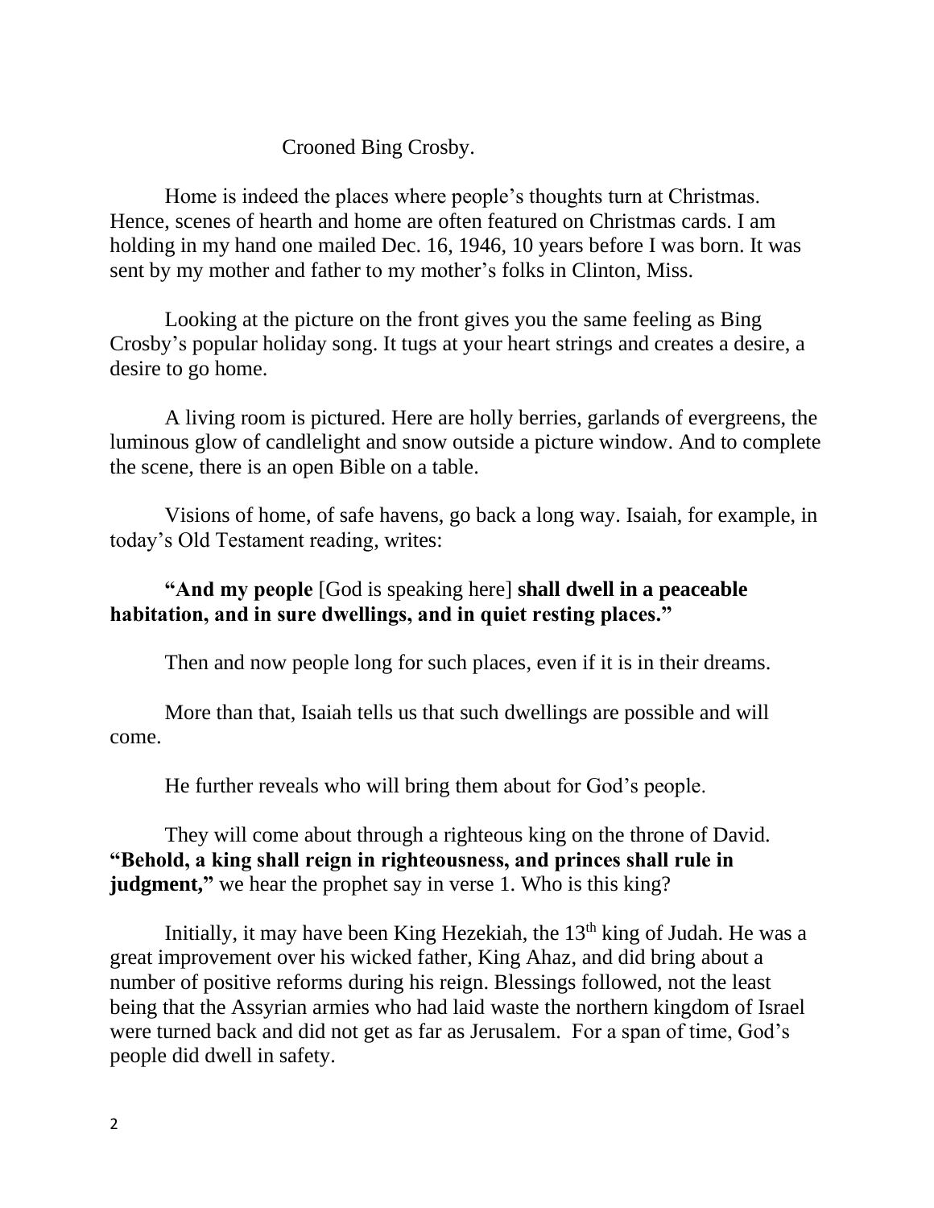Crooned Bing Crosby.

Home is indeed the places where people's thoughts turn at Christmas. Hence, scenes of hearth and home are often featured on Christmas cards. I am holding in my hand one mailed Dec. 16, 1946, 10 years before I was born. It was sent by my mother and father to my mother's folks in Clinton, Miss.

Looking at the picture on the front gives you the same feeling as Bing Crosby's popular holiday song. It tugs at your heart strings and creates a desire, a desire to go home.

A living room is pictured. Here are holly berries, garlands of evergreens, the luminous glow of candlelight and snow outside a picture window. And to complete the scene, there is an open Bible on a table.

Visions of home, of safe havens, go back a long way. Isaiah, for example, in today's Old Testament reading, writes:

**"And my people** [God is speaking here] **shall dwell in a peaceable habitation, and in sure dwellings, and in quiet resting places."**

Then and now people long for such places, even if it is in their dreams.

More than that, Isaiah tells us that such dwellings are possible and will come.

He further reveals who will bring them about for God's people.

They will come about through a righteous king on the throne of David. **"Behold, a king shall reign in righteousness, and princes shall rule in judgment,"** we hear the prophet say in verse 1. Who is this king?

Initially, it may have been King Hezekiah, the 13th king of Judah. He was a great improvement over his wicked father, King Ahaz, and did bring about a number of positive reforms during his reign. Blessings followed, not the least being that the Assyrian armies who had laid waste the northern kingdom of Israel were turned back and did not get as far as Jerusalem. For a span of time, God's people did dwell in safety.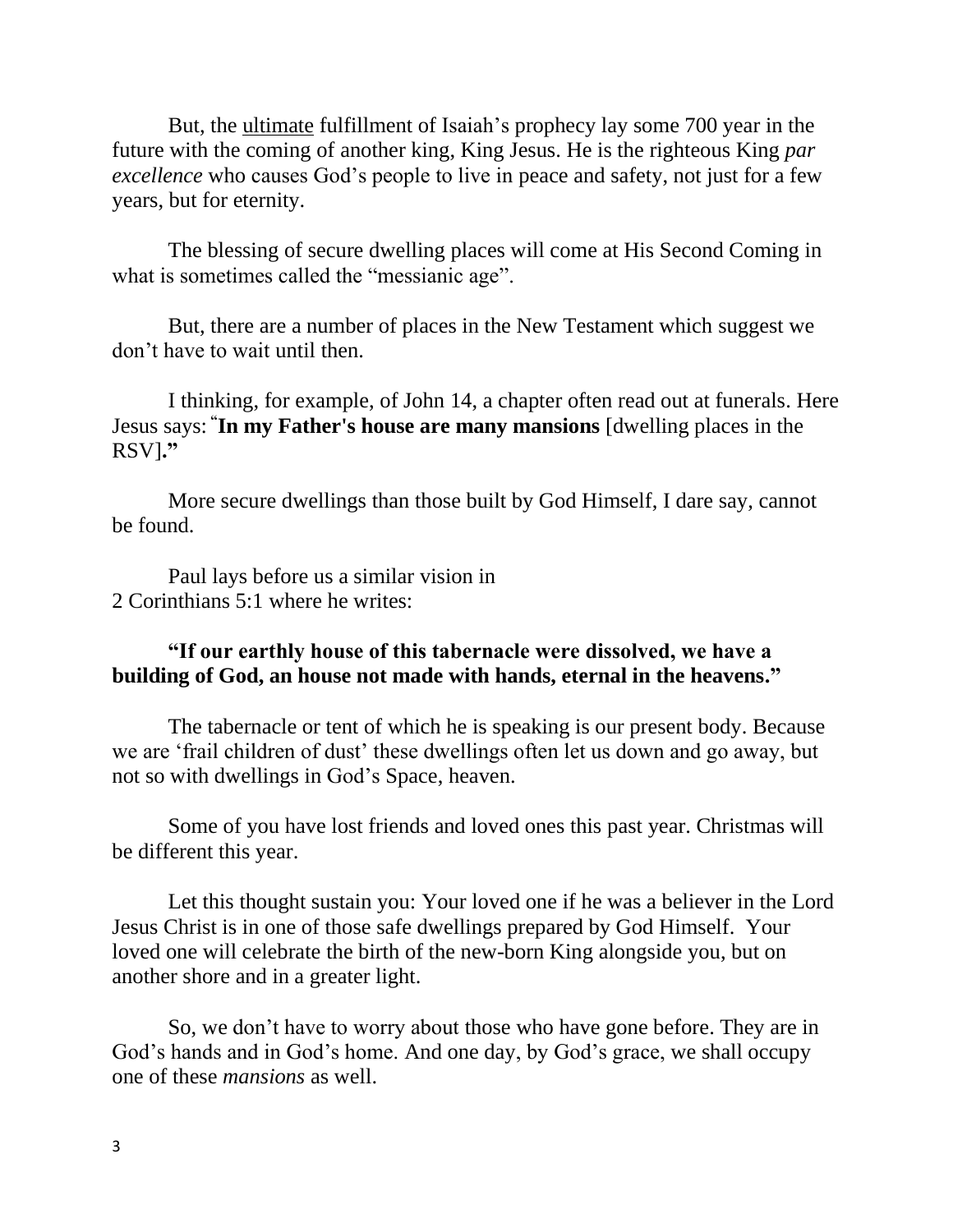But, the <u>ultimate</u> fulfillment of Isaiah's prophecy lay some 700 year in the future with the coming of another king, King Jesus. He is the righteous King *par excellence* who causes God's people to live in peace and safety, not just for a few years, but for eternity.

The blessing of secure dwelling places will come at His Second Coming in what is sometimes called the "messianic age".

But, there are a number of places in the New Testament which suggest we don't have to wait until then.

I thinking, for example, of John 14, a chapter often read out at funerals. Here Jesus says: "**In my Father's house are many mansions** [dwelling places in the RSV]**."**

More secure dwellings than those built by God Himself, I dare say, cannot be found.

Paul lays before us a similar vision in 2 Corinthians 5:1 where he writes:

**"If our earthly house of this tabernacle were dissolved, we have a building of God, an house not made with hands, eternal in the heavens."**

The tabernacle or tent of which he is speaking is our present body. Because we are 'frail children of dust' these dwellings often let us down and go away, but not so with dwellings in God's Space, heaven.

Some of you have lost friends and loved ones this past year. Christmas will be different this year.

Let this thought sustain you: Your loved one if he was a believer in the Lord Jesus Christ is in one of those safe dwellings prepared by God Himself. Your loved one will celebrate the birth of the new-born King alongside you, but on another shore and in a greater light.

So, we don't have to worry about those who have gone before. They are in God's hands and in God's home. And one day, by God's grace, we shall occupy one of these *mansions* as well.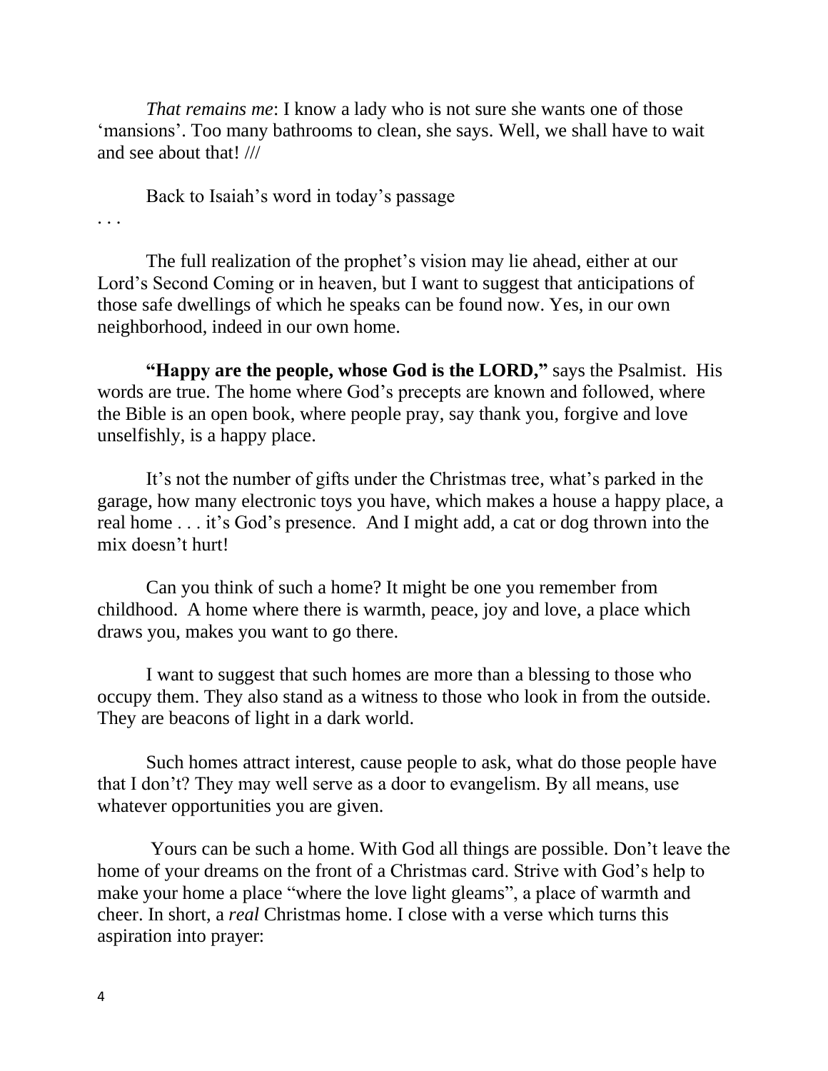*That remains me*: I know a lady who is not sure she wants one of those 'mansions'. Too many bathrooms to clean, she says. Well, we shall have to wait and see about that! ///

Back to Isaiah's word in today's passage

. . .

The full realization of the prophet's vision may lie ahead, either at our Lord's Second Coming or in heaven, but I want to suggest that anticipations of those safe dwellings of which he speaks can be found now. Yes, in our own neighborhood, indeed in our own home.

**"Happy are the people, whose God is the LORD,"** says the Psalmist. His words are true. The home where God's precepts are known and followed, where the Bible is an open book, where people pray, say thank you, forgive and love unselfishly, is a happy place.

It's not the number of gifts under the Christmas tree, what's parked in the garage, how many electronic toys you have, which makes a house a happy place, a real home . . . it's God's presence. And I might add, a cat or dog thrown into the mix doesn't hurt!

Can you think of such a home? It might be one you remember from childhood. A home where there is warmth, peace, joy and love, a place which draws you, makes you want to go there.

I want to suggest that such homes are more than a blessing to those who occupy them. They also stand as a witness to those who look in from the outside. They are beacons of light in a dark world.

Such homes attract interest, cause people to ask, what do those people have that I don't? They may well serve as a door to evangelism. By all means, use whatever opportunities you are given.

Yours can be such a home. With God all things are possible. Don't leave the home of your dreams on the front of a Christmas card. Strive with God's help to make your home a place "where the love light gleams", a place of warmth and cheer. In short, a *real* Christmas home. I close with a verse which turns this aspiration into prayer: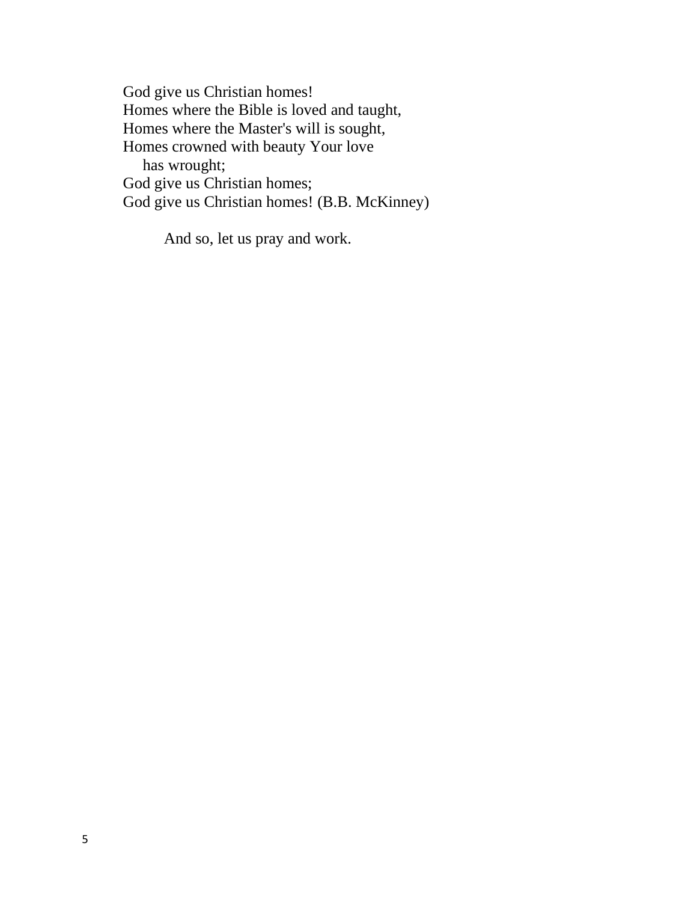God give us Christian homes!  
Homes where the Bible is loved and taught,  
Homes where the Master's will is sought,  
Homes crowned with beauty Your love  
&nbsp;&nbsp;&nbsp;&nbsp;has wrought;  
God give us Christian homes;  
God give us Christian homes! (B.B. McKinney)

And so, let us pray and work.